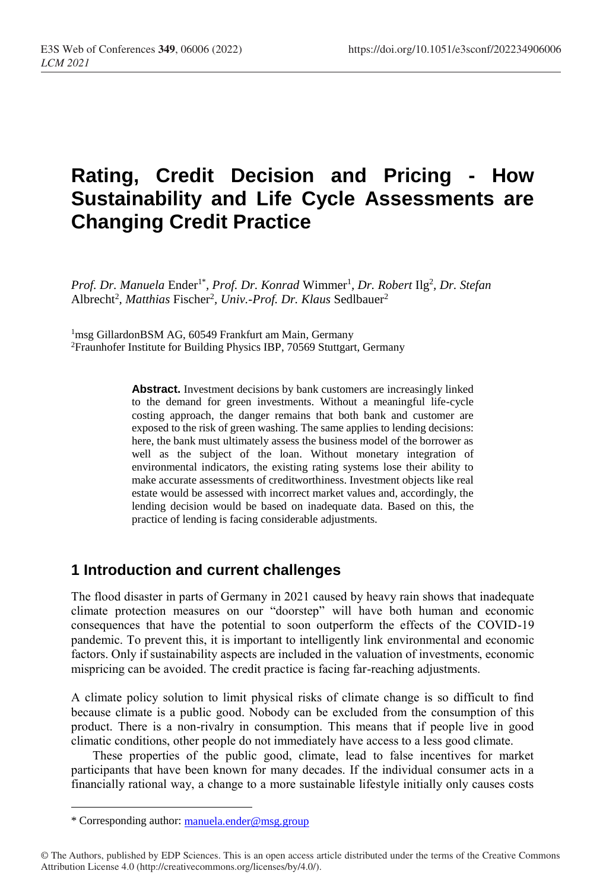# Rating, Credit Decision and Pricing - How Sustainability and Life Cycle Assessments are Changing Credit Practice

*Prof. Dr. Manuela* Ender[1*], *Prof. Dr. Konrad* Wimmer[1], *Dr. Robert* Ilg[2], *Dr. Stefan* Albrecht[2], *Matthias* Fischer[2], *Univ.-Prof. Dr. Klaus* Sedlbauer[2]

[1]msg GillardonBSM AG, 60549 Frankfurt am Main, Germany
[2]Fraunhofer Institute for Building Physics IBP, 70569 Stuttgart, Germany

**Abstract.** Investment decisions by bank customers are increasingly linked to the demand for green investments. Without a meaningful life-cycle costing approach, the danger remains that both bank and customer are exposed to the risk of green washing. The same applies to lending decisions: here, the bank must ultimately assess the business model of the borrower as well as the subject of the loan. Without monetary integration of environmental indicators, the existing rating systems lose their ability to make accurate assessments of creditworthiness. Investment objects like real estate would be assessed with incorrect market values and, accordingly, the lending decision would be based on inadequate data. Based on this, the practice of lending is facing considerable adjustments.

## 1 Introduction and current challenges

The flood disaster in parts of Germany in 2021 caused by heavy rain shows that inadequate climate protection measures on our "doorstep" will have both human and economic consequences that have the potential to soon outperform the effects of the COVID-19 pandemic. To prevent this, it is important to intelligently link environmental and economic factors. Only if sustainability aspects are included in the valuation of investments, economic mispricing can be avoided. The credit practice is facing far-reaching adjustments.

A climate policy solution to limit physical risks of climate change is so difficult to find because climate is a public good. Nobody can be excluded from the consumption of this product. There is a non-rivalry in consumption. This means that if people live in good climatic conditions, other people do not immediately have access to a less good climate.

These properties of the public good, climate, lead to false incentives for market participants that have been known for many decades. If the individual consumer acts in a financially rational way, a change to a more sustainable lifestyle initially only causes costs

---

\* Corresponding author: manuela.ender@msg.group

© The Authors, published by EDP Sciences. This is an open access article distributed under the terms of the Creative Commons Attribution License 4.0 (http://creativecommons.org/licenses/by/4.0/).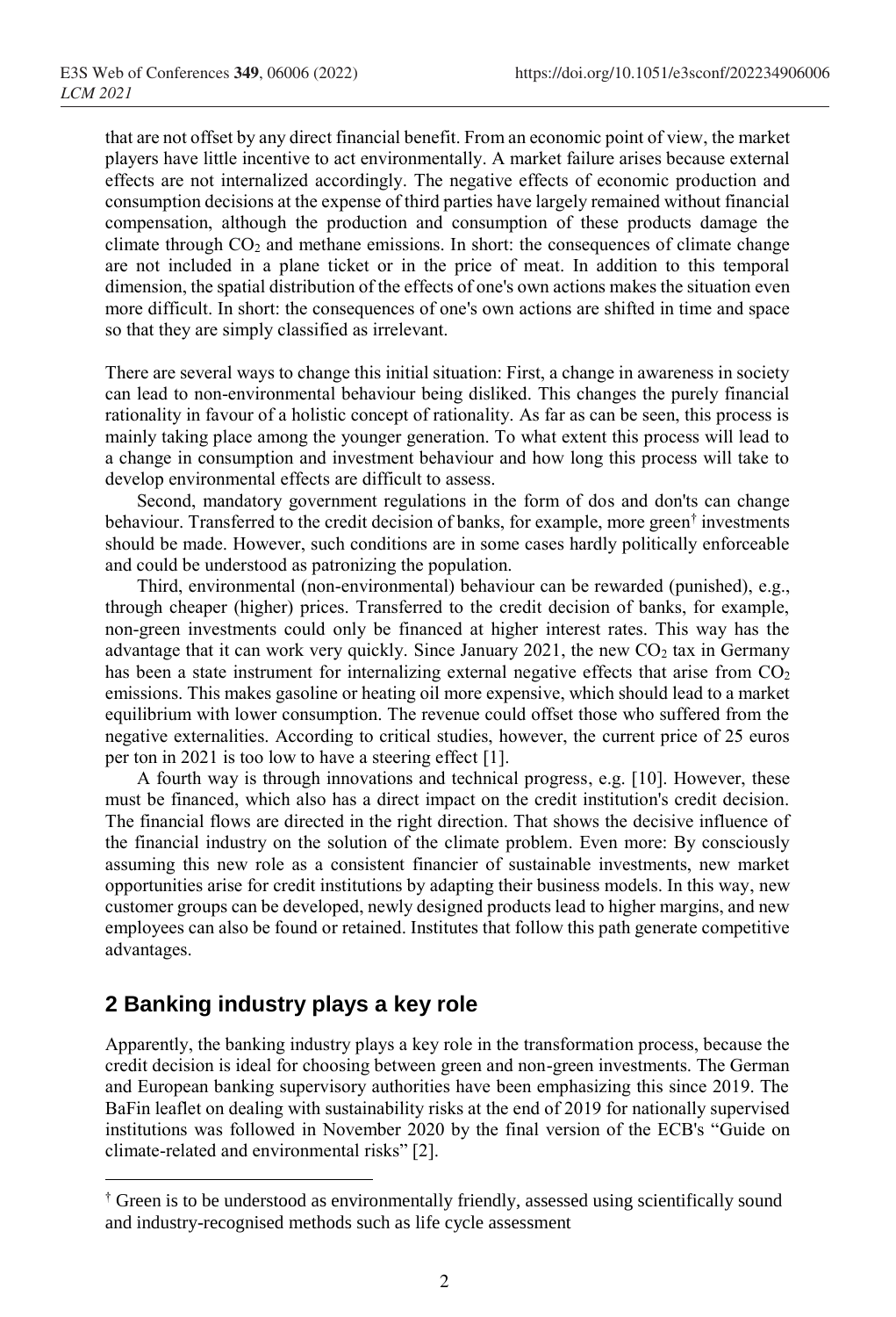that are not offset by any direct financial benefit. From an economic point of view, the market players have little incentive to act environmentally. A market failure arises because external effects are not internalized accordingly. The negative effects of economic production and consumption decisions at the expense of third parties have largely remained without financial compensation, although the production and consumption of these products damage the climate through $CO_2$ and methane emissions. In short: the consequences of climate change are not included in a plane ticket or in the price of meat. In addition to this temporal dimension, the spatial distribution of the effects of one's own actions makes the situation even more difficult. In short: the consequences of one's own actions are shifted in time and space so that they are simply classified as irrelevant.

There are several ways to change this initial situation: First, a change in awareness in society can lead to non-environmental behaviour being disliked. This changes the purely financial rationality in favour of a holistic concept of rationality. As far as can be seen, this process is mainly taking place among the younger generation. To what extent this process will lead to a change in consumption and investment behaviour and how long this process will take to develop environmental effects are difficult to assess.

Second, mandatory government regulations in the form of dos and don'ts can change behaviour. Transferred to the credit decision of banks, for example, more green[†] investments should be made. However, such conditions are in some cases hardly politically enforceable and could be understood as patronizing the population.

Third, environmental (non-environmental) behaviour can be rewarded (punished), e.g., through cheaper (higher) prices. Transferred to the credit decision of banks, for example, non-green investments could only be financed at higher interest rates. This way has the advantage that it can work very quickly. Since January 2021, the new $CO_2$ tax in Germany has been a state instrument for internalizing external negative effects that arise from $CO_2$ emissions. This makes gasoline or heating oil more expensive, which should lead to a market equilibrium with lower consumption. The revenue could offset those who suffered from the negative externalities. According to critical studies, however, the current price of 25 euros per ton in 2021 is too low to have a steering effect [1].

A fourth way is through innovations and technical progress, e.g. [10]. However, these must be financed, which also has a direct impact on the credit institution's credit decision. The financial flows are directed in the right direction. That shows the decisive influence of the financial industry on the solution of the climate problem. Even more: By consciously assuming this new role as a consistent financier of sustainable investments, new market opportunities arise for credit institutions by adapting their business models. In this way, new customer groups can be developed, newly designed products lead to higher margins, and new employees can also be found or retained. Institutes that follow this path generate competitive advantages.

## 2 Banking industry plays a key role

Apparently, the banking industry plays a key role in the transformation process, because the credit decision is ideal for choosing between green and non-green investments. The German and European banking supervisory authorities have been emphasizing this since 2019. The BaFin leaflet on dealing with sustainability risks at the end of 2019 for nationally supervised institutions was followed in November 2020 by the final version of the ECB's "Guide on climate-related and environmental risks" [2].

[†] Green is to be understood as environmentally friendly, assessed using scientifically sound and industry-recognised methods such as life cycle assessment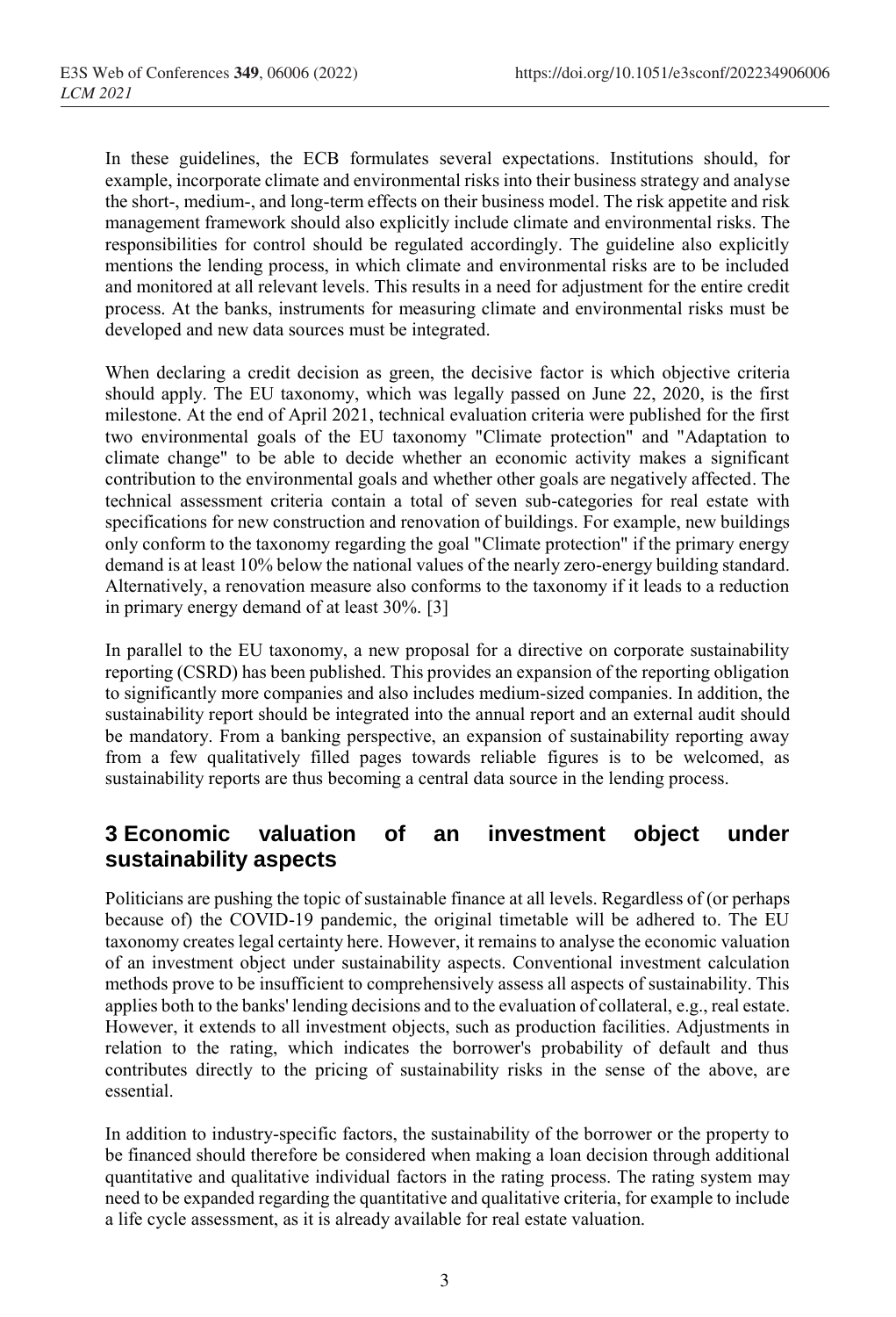In these guidelines, the ECB formulates several expectations. Institutions should, for example, incorporate climate and environmental risks into their business strategy and analyse the short-, medium-, and long-term effects on their business model. The risk appetite and risk management framework should also explicitly include climate and environmental risks. The responsibilities for control should be regulated accordingly. The guideline also explicitly mentions the lending process, in which climate and environmental risks are to be included and monitored at all relevant levels. This results in a need for adjustment for the entire credit process. At the banks, instruments for measuring climate and environmental risks must be developed and new data sources must be integrated.

When declaring a credit decision as green, the decisive factor is which objective criteria should apply. The EU taxonomy, which was legally passed on June 22, 2020, is the first milestone. At the end of April 2021, technical evaluation criteria were published for the first two environmental goals of the EU taxonomy "Climate protection" and "Adaptation to climate change" to be able to decide whether an economic activity makes a significant contribution to the environmental goals and whether other goals are negatively affected. The technical assessment criteria contain a total of seven sub-categories for real estate with specifications for new construction and renovation of buildings. For example, new buildings only conform to the taxonomy regarding the goal "Climate protection" if the primary energy demand is at least 10% below the national values of the nearly zero-energy building standard. Alternatively, a renovation measure also conforms to the taxonomy if it leads to a reduction in primary energy demand of at least 30%. [3]

In parallel to the EU taxonomy, a new proposal for a directive on corporate sustainability reporting (CSRD) has been published. This provides an expansion of the reporting obligation to significantly more companies and also includes medium-sized companies. In addition, the sustainability report should be integrated into the annual report and an external audit should be mandatory. From a banking perspective, an expansion of sustainability reporting away from a few qualitatively filled pages towards reliable figures is to be welcomed, as sustainability reports are thus becoming a central data source in the lending process.

## 3 Economic valuation of an investment object under sustainability aspects

Politicians are pushing the topic of sustainable finance at all levels. Regardless of (or perhaps because of) the COVID-19 pandemic, the original timetable will be adhered to. The EU taxonomy creates legal certainty here. However, it remains to analyse the economic valuation of an investment object under sustainability aspects. Conventional investment calculation methods prove to be insufficient to comprehensively assess all aspects of sustainability. This applies both to the banks' lending decisions and to the evaluation of collateral, e.g., real estate. However, it extends to all investment objects, such as production facilities. Adjustments in relation to the rating, which indicates the borrower's probability of default and thus contributes directly to the pricing of sustainability risks in the sense of the above, are essential.

In addition to industry-specific factors, the sustainability of the borrower or the property to be financed should therefore be considered when making a loan decision through additional quantitative and qualitative individual factors in the rating process. The rating system may need to be expanded regarding the quantitative and qualitative criteria, for example to include a life cycle assessment, as it is already available for real estate valuation.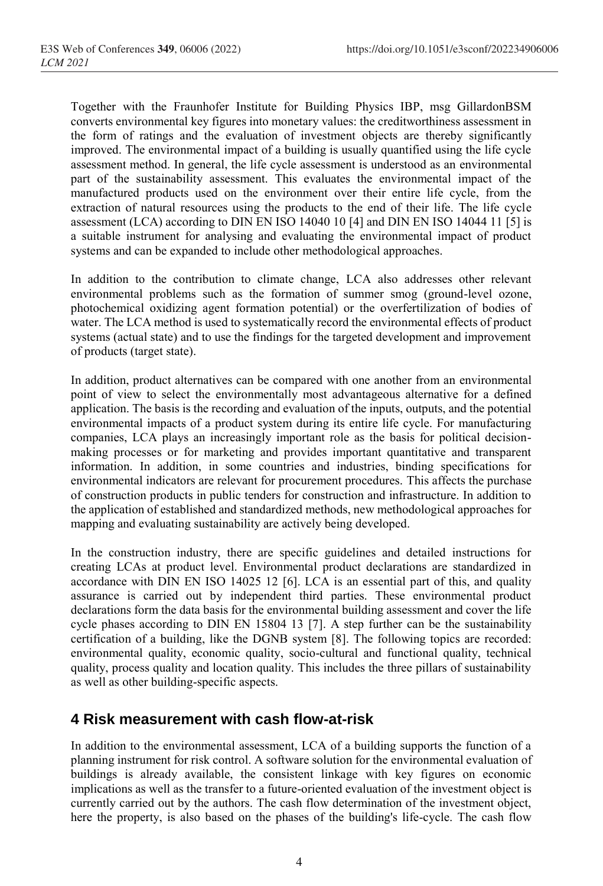Together with the Fraunhofer Institute for Building Physics IBP, msg GillardonBSM converts environmental key figures into monetary values: the creditworthiness assessment in the form of ratings and the evaluation of investment objects are thereby significantly improved. The environmental impact of a building is usually quantified using the life cycle assessment method. In general, the life cycle assessment is understood as an environmental part of the sustainability assessment. This evaluates the environmental impact of the manufactured products used on the environment over their entire life cycle, from the extraction of natural resources using the products to the end of their life. The life cycle assessment (LCA) according to DIN EN ISO 14040 10 [4] and DIN EN ISO 14044 11 [5] is a suitable instrument for analysing and evaluating the environmental impact of product systems and can be expanded to include other methodological approaches.

In addition to the contribution to climate change, LCA also addresses other relevant environmental problems such as the formation of summer smog (ground-level ozone, photochemical oxidizing agent formation potential) or the overfertilization of bodies of water. The LCA method is used to systematically record the environmental effects of product systems (actual state) and to use the findings for the targeted development and improvement of products (target state).

In addition, product alternatives can be compared with one another from an environmental point of view to select the environmentally most advantageous alternative for a defined application. The basis is the recording and evaluation of the inputs, outputs, and the potential environmental impacts of a product system during its entire life cycle. For manufacturing companies, LCA plays an increasingly important role as the basis for political decision-making processes or for marketing and provides important quantitative and transparent information. In addition, in some countries and industries, binding specifications for environmental indicators are relevant for procurement procedures. This affects the purchase of construction products in public tenders for construction and infrastructure. In addition to the application of established and standardized methods, new methodological approaches for mapping and evaluating sustainability are actively being developed.

In the construction industry, there are specific guidelines and detailed instructions for creating LCAs at product level. Environmental product declarations are standardized in accordance with DIN EN ISO 14025 12 [6]. LCA is an essential part of this, and quality assurance is carried out by independent third parties. These environmental product declarations form the data basis for the environmental building assessment and cover the life cycle phases according to DIN EN 15804 13 [7]. A step further can be the sustainability certification of a building, like the DGNB system [8]. The following topics are recorded: environmental quality, economic quality, socio-cultural and functional quality, technical quality, process quality and location quality. This includes the three pillars of sustainability as well as other building-specific aspects.

## 4 Risk measurement with cash flow-at-risk

In addition to the environmental assessment, LCA of a building supports the function of a planning instrument for risk control. A software solution for the environmental evaluation of buildings is already available, the consistent linkage with key figures on economic implications as well as the transfer to a future-oriented evaluation of the investment object is currently carried out by the authors. The cash flow determination of the investment object, here the property, is also based on the phases of the building's life-cycle. The cash flow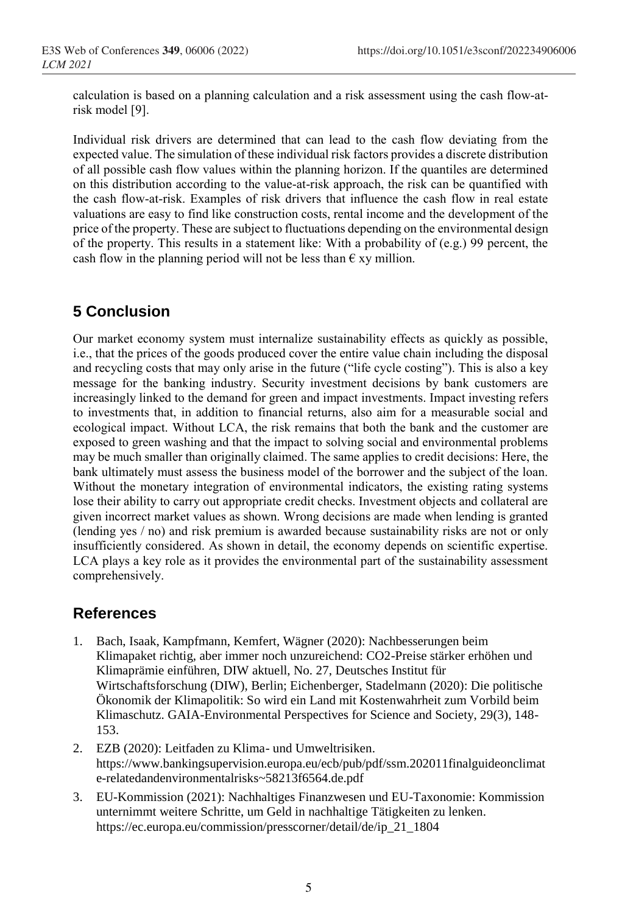calculation is based on a planning calculation and a risk assessment using the cash flow-at-risk model [9].

Individual risk drivers are determined that can lead to the cash flow deviating from the expected value. The simulation of these individual risk factors provides a discrete distribution of all possible cash flow values within the planning horizon. If the quantiles are determined on this distribution according to the value-at-risk approach, the risk can be quantified with the cash flow-at-risk. Examples of risk drivers that influence the cash flow in real estate valuations are easy to find like construction costs, rental income and the development of the price of the property. These are subject to fluctuations depending on the environmental design of the property. This results in a statement like: With a probability of (e.g.) 99 percent, the cash flow in the planning period will not be less than € xy million.

## 5 Conclusion

Our market economy system must internalize sustainability effects as quickly as possible, i.e., that the prices of the goods produced cover the entire value chain including the disposal and recycling costs that may only arise in the future ("life cycle costing"). This is also a key message for the banking industry. Security investment decisions by bank customers are increasingly linked to the demand for green and impact investments. Impact investing refers to investments that, in addition to financial returns, also aim for a measurable social and ecological impact. Without LCA, the risk remains that both the bank and the customer are exposed to green washing and that the impact to solving social and environmental problems may be much smaller than originally claimed. The same applies to credit decisions: Here, the bank ultimately must assess the business model of the borrower and the subject of the loan. Without the monetary integration of environmental indicators, the existing rating systems lose their ability to carry out appropriate credit checks. Investment objects and collateral are given incorrect market values as shown. Wrong decisions are made when lending is granted (lending yes / no) and risk premium is awarded because sustainability risks are not or only insufficiently considered. As shown in detail, the economy depends on scientific expertise. LCA plays a key role as it provides the environmental part of the sustainability assessment comprehensively.

## References

1. Bach, Isaak, Kampfmann, Kemfert, Wägner (2020): Nachbesserungen beim Klimapaket richtig, aber immer noch unzureichend: CO2-Preise stärker erhöhen und Klimaprämie einführen, DIW aktuell, No. 27, Deutsches Institut für Wirtschaftsforschung (DIW), Berlin; Eichenberger, Stadelmann (2020): Die politische Ökonomik der Klimapolitik: So wird ein Land mit Kostenwahrheit zum Vorbild beim Klimaschutz. GAIA-Environmental Perspectives for Science and Society, 29(3), 148-153.
2. EZB (2020): Leitfaden zu Klima- und Umweltrisiken. https://www.bankingsupervision.europa.eu/ecb/pub/pdf/ssm.202011finalguideonclimate-relatedandenvironmentalrisks~58213f6564.de.pdf
3. EU-Kommission (2021): Nachhaltiges Finanzwesen und EU-Taxonomie: Kommission unternimmt weitere Schritte, um Geld in nachhaltige Tätigkeiten zu lenken. https://ec.europa.eu/commission/presscorner/detail/de/ip_21_1804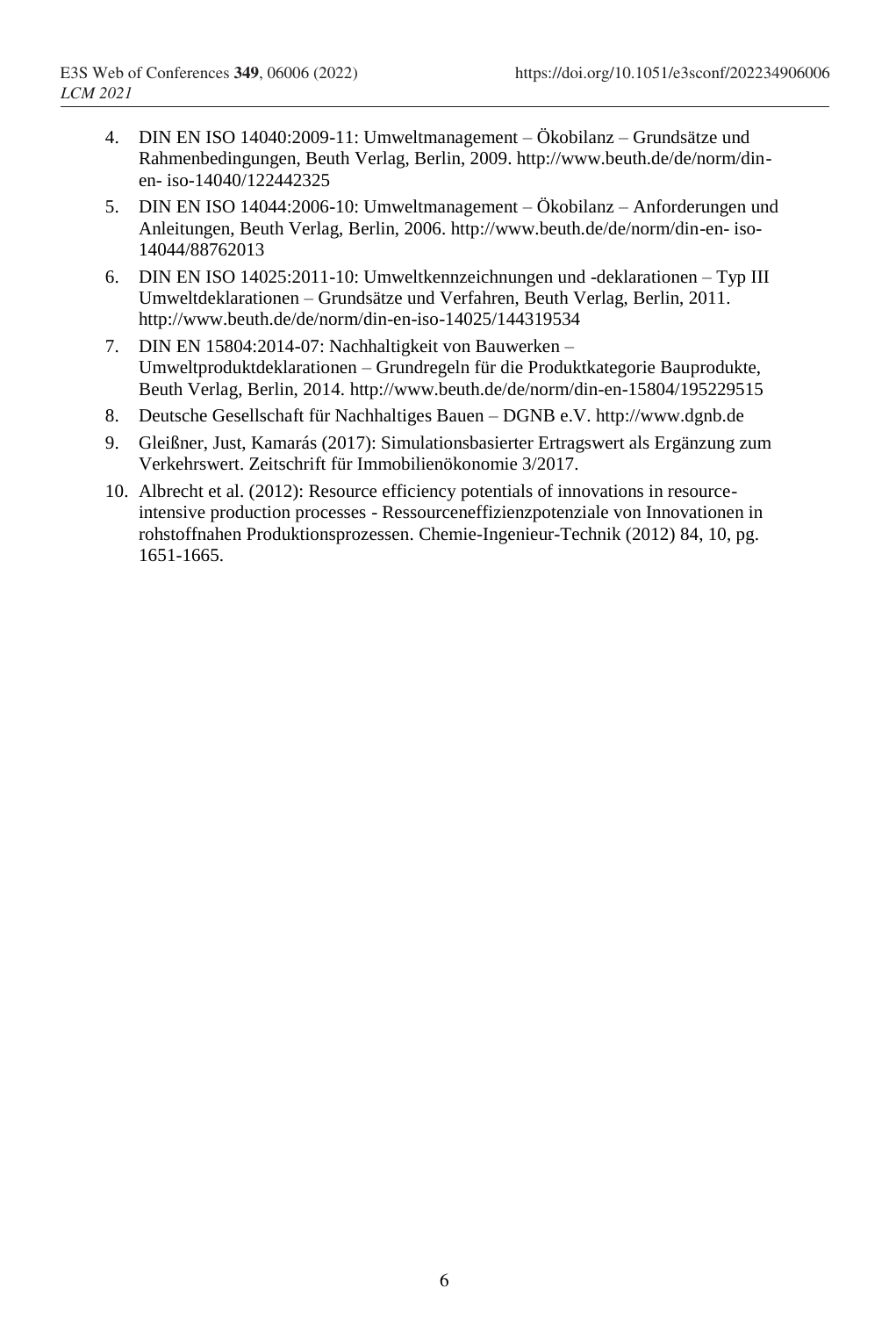4. DIN EN ISO 14040:2009-11: Umweltmanagement – Ökobilanz – Grundsätze und Rahmenbedingungen, Beuth Verlag, Berlin, 2009. http://www.beuth.de/de/norm/din-en- iso-14040/122442325
5. DIN EN ISO 14044:2006-10: Umweltmanagement – Ökobilanz – Anforderungen und Anleitungen, Beuth Verlag, Berlin, 2006. http://www.beuth.de/de/norm/din-en- iso-14044/88762013
6. DIN EN ISO 14025:2011-10: Umweltkennzeichnungen und -deklarationen – Typ III Umweltdeklarationen – Grundsätze und Verfahren, Beuth Verlag, Berlin, 2011. http://www.beuth.de/de/norm/din-en-iso-14025/144319534
7. DIN EN 15804:2014-07: Nachhaltigkeit von Bauwerken – Umweltproduktdeklarationen – Grundregeln für die Produktkategorie Bauprodukte, Beuth Verlag, Berlin, 2014. http://www.beuth.de/de/norm/din-en-15804/195229515
8. Deutsche Gesellschaft für Nachhaltiges Bauen – DGNB e.V. http://www.dgnb.de
9. Gleißner, Just, Kamarás (2017): Simulationsbasierter Ertragswert als Ergänzung zum Verkehrswert. Zeitschrift für Immobilienökonomie 3/2017.
10. Albrecht et al. (2012): Resource efficiency potentials of innovations in resource-intensive production processes - Ressourceneffizienzpotenziale von Innovationen in rohstoffnahen Produktionsprozessen. Chemie-Ingenieur-Technik (2012) 84, 10, pg. 1651-1665.